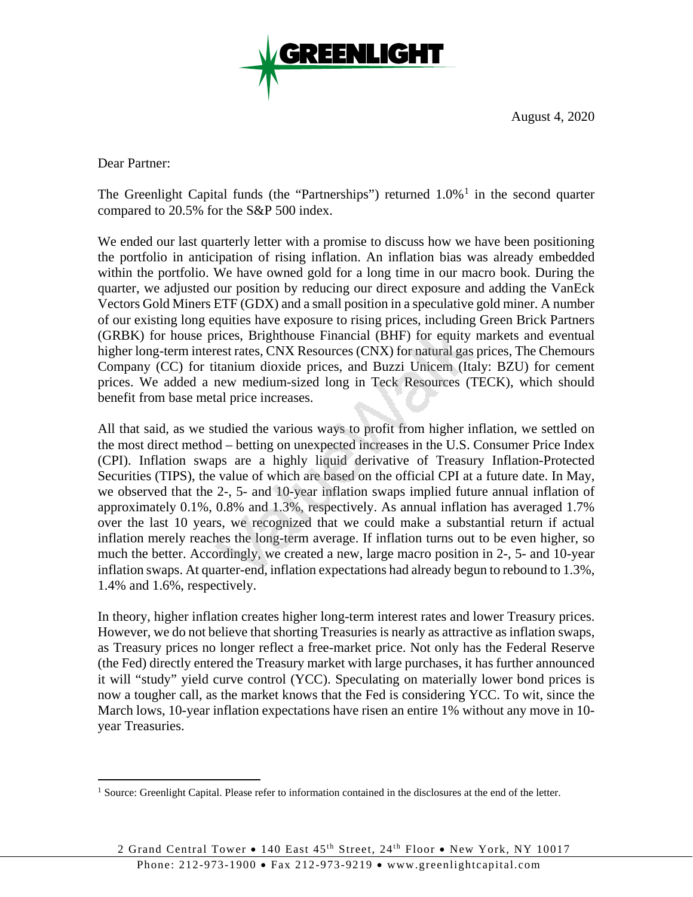August 4, 2020

Dear Partner:

The Greenlight Capital funds (the "Partnerships") returned 1.0%[1] in the second quarter compared to 20.5% for the S&P 500 index.

We ended our last quarterly letter with a promise to discuss how we have been positioning the portfolio in anticipation of rising inflation. An inflation bias was already embedded within the portfolio. We have owned gold for a long time in our macro book. During the quarter, we adjusted our position by reducing our direct exposure and adding the VanEck Vectors Gold Miners ETF (GDX) and a small position in a speculative gold miner. A number of our existing long equities have exposure to rising prices, including Green Brick Partners (GRBK) for house prices, Brighthouse Financial (BHF) for equity markets and eventual higher long-term interest rates, CNX Resources (CNX) for natural gas prices, The Chemours Company (CC) for titanium dioxide prices, and Buzzi Unicem (Italy: BZU) for cement prices. We added a new medium-sized long in Teck Resources (TECK), which should benefit from base metal price increases.

All that said, as we studied the various ways to profit from higher inflation, we settled on the most direct method – betting on unexpected increases in the U.S. Consumer Price Index (CPI). Inflation swaps are a highly liquid derivative of Treasury Inflation-Protected Securities (TIPS), the value of which are based on the official CPI at a future date. In May, we observed that the 2-, 5- and 10-year inflation swaps implied future annual inflation of approximately 0.1%, 0.8% and 1.3%, respectively. As annual inflation has averaged 1.7% over the last 10 years, we recognized that we could make a substantial return if actual inflation merely reaches the long-term average. If inflation turns out to be even higher, so much the better. Accordingly, we created a new, large macro position in 2-, 5- and 10-year inflation swaps. At quarter-end, inflation expectations had already begun to rebound to 1.3%, 1.4% and 1.6%, respectively.

In theory, higher inflation creates higher long-term interest rates and lower Treasury prices. However, we do not believe that shorting Treasuries is nearly as attractive as inflation swaps, as Treasury prices no longer reflect a free-market price. Not only has the Federal Reserve (the Fed) directly entered the Treasury market with large purchases, it has further announced it will "study" yield curve control (YCC). Speculating on materially lower bond prices is now a tougher call, as the market knows that the Fed is considering YCC. To wit, since the March lows, 10-year inflation expectations have risen an entire 1% without any move in 10-year Treasuries.

[1] Source: Greenlight Capital. Please refer to information contained in the disclosures at the end of the letter.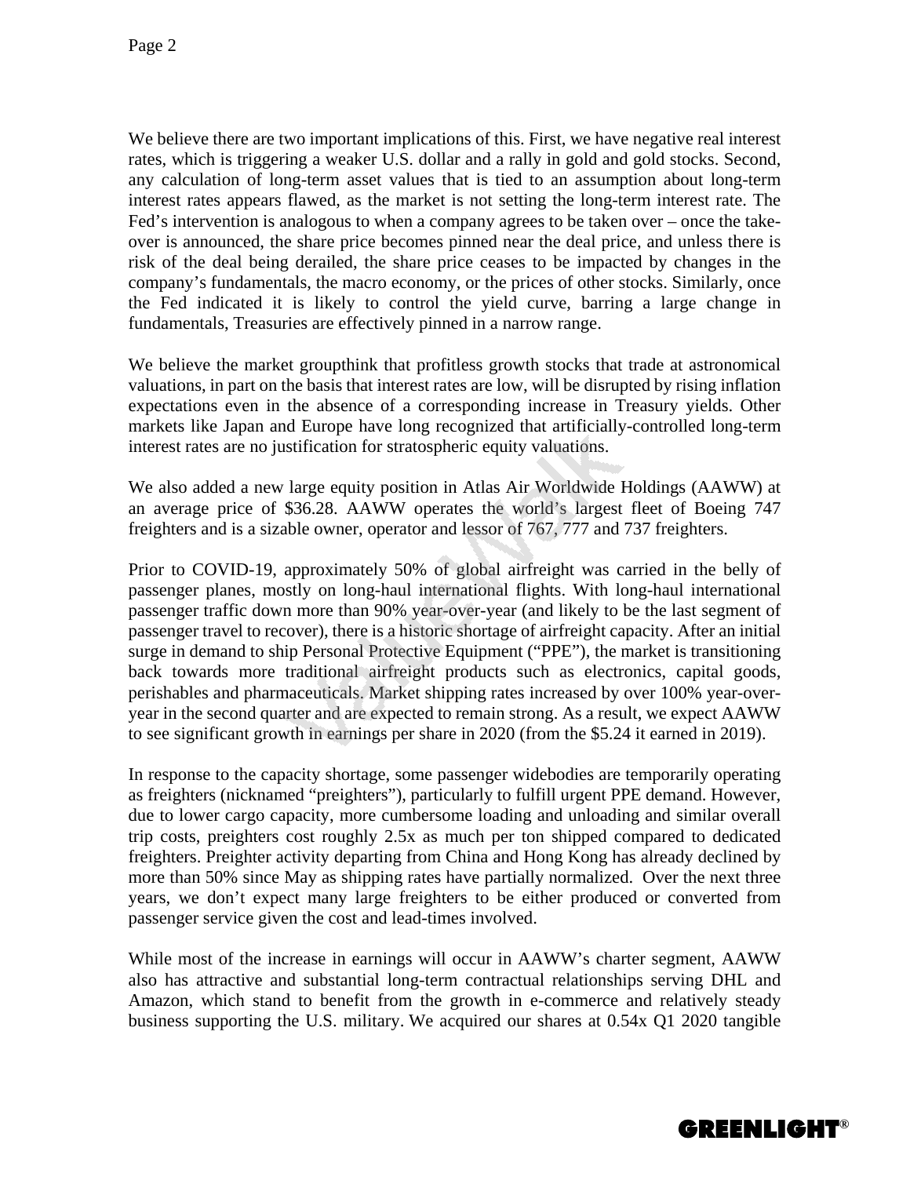We believe there are two important implications of this. First, we have negative real interest rates, which is triggering a weaker U.S. dollar and a rally in gold and gold stocks. Second, any calculation of long-term asset values that is tied to an assumption about long-term interest rates appears flawed, as the market is not setting the long-term interest rate. The Fed's intervention is analogous to when a company agrees to be taken over – once the take-over is announced, the share price becomes pinned near the deal price, and unless there is risk of the deal being derailed, the share price ceases to be impacted by changes in the company's fundamentals, the macro economy, or the prices of other stocks. Similarly, once the Fed indicated it is likely to control the yield curve, barring a large change in fundamentals, Treasuries are effectively pinned in a narrow range.

We believe the market groupthink that profitless growth stocks that trade at astronomical valuations, in part on the basis that interest rates are low, will be disrupted by rising inflation expectations even in the absence of a corresponding increase in Treasury yields. Other markets like Japan and Europe have long recognized that artificially-controlled long-term interest rates are no justification for stratospheric equity valuations.

We also added a new large equity position in Atlas Air Worldwide Holdings (AAWW) at an average price of $36.28. AAWW operates the world's largest fleet of Boeing 747 freighters and is a sizable owner, operator and lessor of 767, 777 and 737 freighters.

Prior to COVID-19, approximately 50% of global airfreight was carried in the belly of passenger planes, mostly on long-haul international flights. With long-haul international passenger traffic down more than 90% year-over-year (and likely to be the last segment of passenger travel to recover), there is a historic shortage of airfreight capacity. After an initial surge in demand to ship Personal Protective Equipment ("PPE"), the market is transitioning back towards more traditional airfreight products such as electronics, capital goods, perishables and pharmaceuticals. Market shipping rates increased by over 100% year-over-year in the second quarter and are expected to remain strong. As a result, we expect AAWW to see significant growth in earnings per share in 2020 (from the $5.24 it earned in 2019).

In response to the capacity shortage, some passenger widebodies are temporarily operating as freighters (nicknamed "preighters"), particularly to fulfill urgent PPE demand. However, due to lower cargo capacity, more cumbersome loading and unloading and similar overall trip costs, preighters cost roughly 2.5x as much per ton shipped compared to dedicated freighters. Preighter activity departing from China and Hong Kong has already declined by more than 50% since May as shipping rates have partially normalized. Over the next three years, we don't expect many large freighters to be either produced or converted from passenger service given the cost and lead-times involved.

While most of the increase in earnings will occur in AAWW's charter segment, AAWW also has attractive and substantial long-term contractual relationships serving DHL and Amazon, which stand to benefit from the growth in e-commerce and relatively steady business supporting the U.S. military. We acquired our shares at 0.54x Q1 2020 tangible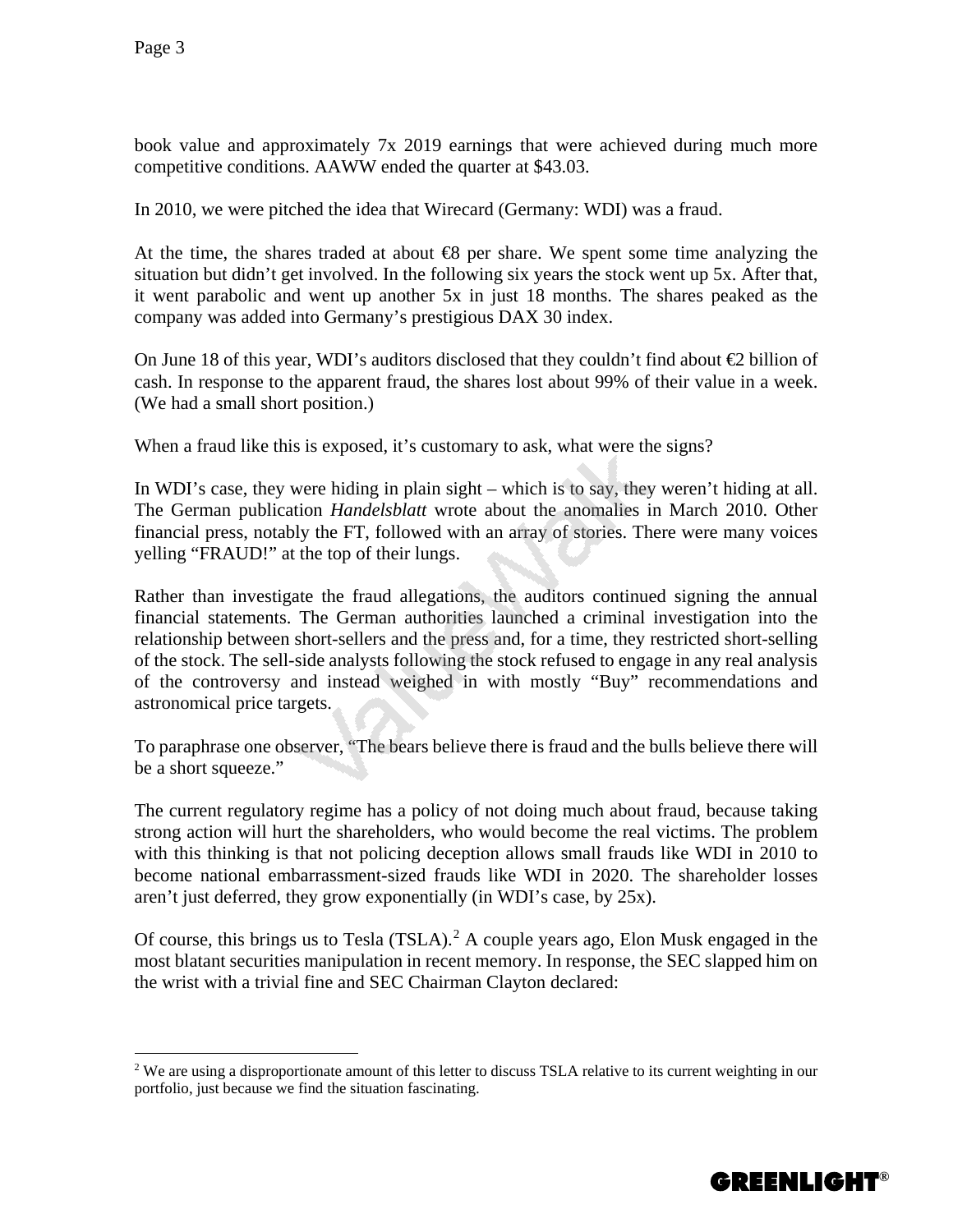book value and approximately 7x 2019 earnings that were achieved during much more competitive conditions. AAWW ended the quarter at $43.03.

In 2010, we were pitched the idea that Wirecard (Germany: WDI) was a fraud.

At the time, the shares traded at about €8 per share. We spent some time analyzing the situation but didn't get involved. In the following six years the stock went up 5x. After that, it went parabolic and went up another 5x in just 18 months. The shares peaked as the company was added into Germany's prestigious DAX 30 index.

On June 18 of this year, WDI's auditors disclosed that they couldn't find about €2 billion of cash. In response to the apparent fraud, the shares lost about 99% of their value in a week. (We had a small short position.)

When a fraud like this is exposed, it's customary to ask, what were the signs?

In WDI's case, they were hiding in plain sight – which is to say, they weren't hiding at all. The German publication *Handelsblatt* wrote about the anomalies in March 2010. Other financial press, notably the FT, followed with an array of stories. There were many voices yelling "FRAUD!" at the top of their lungs.

Rather than investigate the fraud allegations, the auditors continued signing the annual financial statements. The German authorities launched a criminal investigation into the relationship between short-sellers and the press and, for a time, they restricted short-selling of the stock. The sell-side analysts following the stock refused to engage in any real analysis of the controversy and instead weighed in with mostly "Buy" recommendations and astronomical price targets.

To paraphrase one observer, "The bears believe there is fraud and the bulls believe there will be a short squeeze."

The current regulatory regime has a policy of not doing much about fraud, because taking strong action will hurt the shareholders, who would become the real victims. The problem with this thinking is that not policing deception allows small frauds like WDI in 2010 to become national embarrassment-sized frauds like WDI in 2020. The shareholder losses aren't just deferred, they grow exponentially (in WDI's case, by 25x).

Of course, this brings us to Tesla (TSLA).[2] A couple years ago, Elon Musk engaged in the most blatant securities manipulation in recent memory. In response, the SEC slapped him on the wrist with a trivial fine and SEC Chairman Clayton declared:

---

[2] We are using a disproportionate amount of this letter to discuss TSLA relative to its current weighting in our portfolio, just because we find the situation fascinating.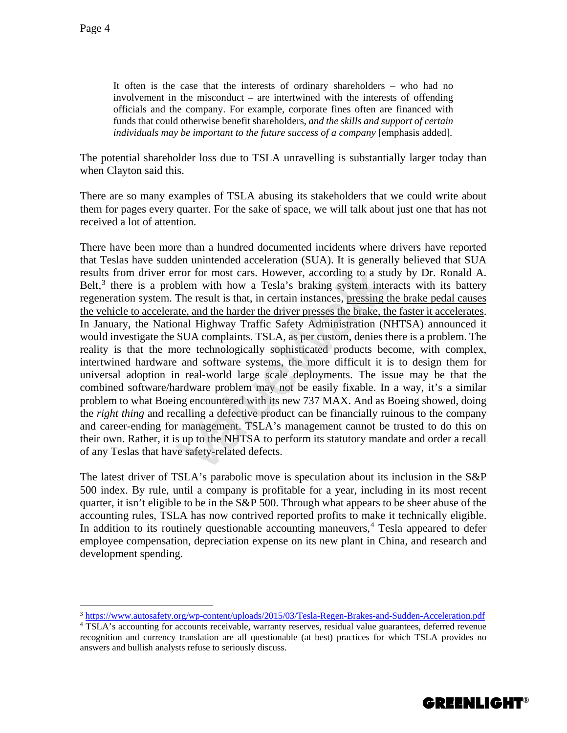> It often is the case that the interests of ordinary shareholders – who had no involvement in the misconduct – are intertwined with the interests of offending officials and the company. For example, corporate fines often are financed with funds that could otherwise benefit shareholders, *and the skills and support of certain individuals may be important to the future success of a company* [emphasis added].

The potential shareholder loss due to TSLA unravelling is substantially larger today than when Clayton said this.

There are so many examples of TSLA abusing its stakeholders that we could write about them for pages every quarter. For the sake of space, we will talk about just one that has not received a lot of attention.

There have been more than a hundred documented incidents where drivers have reported that Teslas have sudden unintended acceleration (SUA). It is generally believed that SUA results from driver error for most cars. However, according to a study by Dr. Ronald A. Belt,[3] there is a problem with how a Tesla's braking system interacts with its battery regeneration system. The result is that, in certain instances, <u>pressing the brake pedal causes the vehicle to accelerate, and the harder the driver presses the brake, the faster it accelerates</u>. In January, the National Highway Traffic Safety Administration (NHTSA) announced it would investigate the SUA complaints. TSLA, as per custom, denies there is a problem. The reality is that the more technologically sophisticated products become, with complex, intertwined hardware and software systems, the more difficult it is to design them for universal adoption in real-world large scale deployments. The issue may be that the combined software/hardware problem may not be easily fixable. In a way, it's a similar problem to what Boeing encountered with its new 737 MAX. And as Boeing showed, doing the *right thing* and recalling a defective product can be financially ruinous to the company and career-ending for management. TSLA's management cannot be trusted to do this on their own. Rather, it is up to the NHTSA to perform its statutory mandate and order a recall of any Teslas that have safety-related defects.

The latest driver of TSLA's parabolic move is speculation about its inclusion in the S&P 500 index. By rule, until a company is profitable for a year, including in its most recent quarter, it isn't eligible to be in the S&P 500. Through what appears to be sheer abuse of the accounting rules, TSLA has now contrived reported profits to make it technically eligible. In addition to its routinely questionable accounting maneuvers,[4] Tesla appeared to defer employee compensation, depreciation expense on its new plant in China, and research and development spending.

---

[3] https://www.autosafety.org/wp-content/uploads/2015/03/Tesla-Regen-Brakes-and-Sudden-Acceleration.pdf

[4] TSLA's accounting for accounts receivable, warranty reserves, residual value guarantees, deferred revenue recognition and currency translation are all questionable (at best) practices for which TSLA provides no answers and bullish analysts refuse to seriously discuss.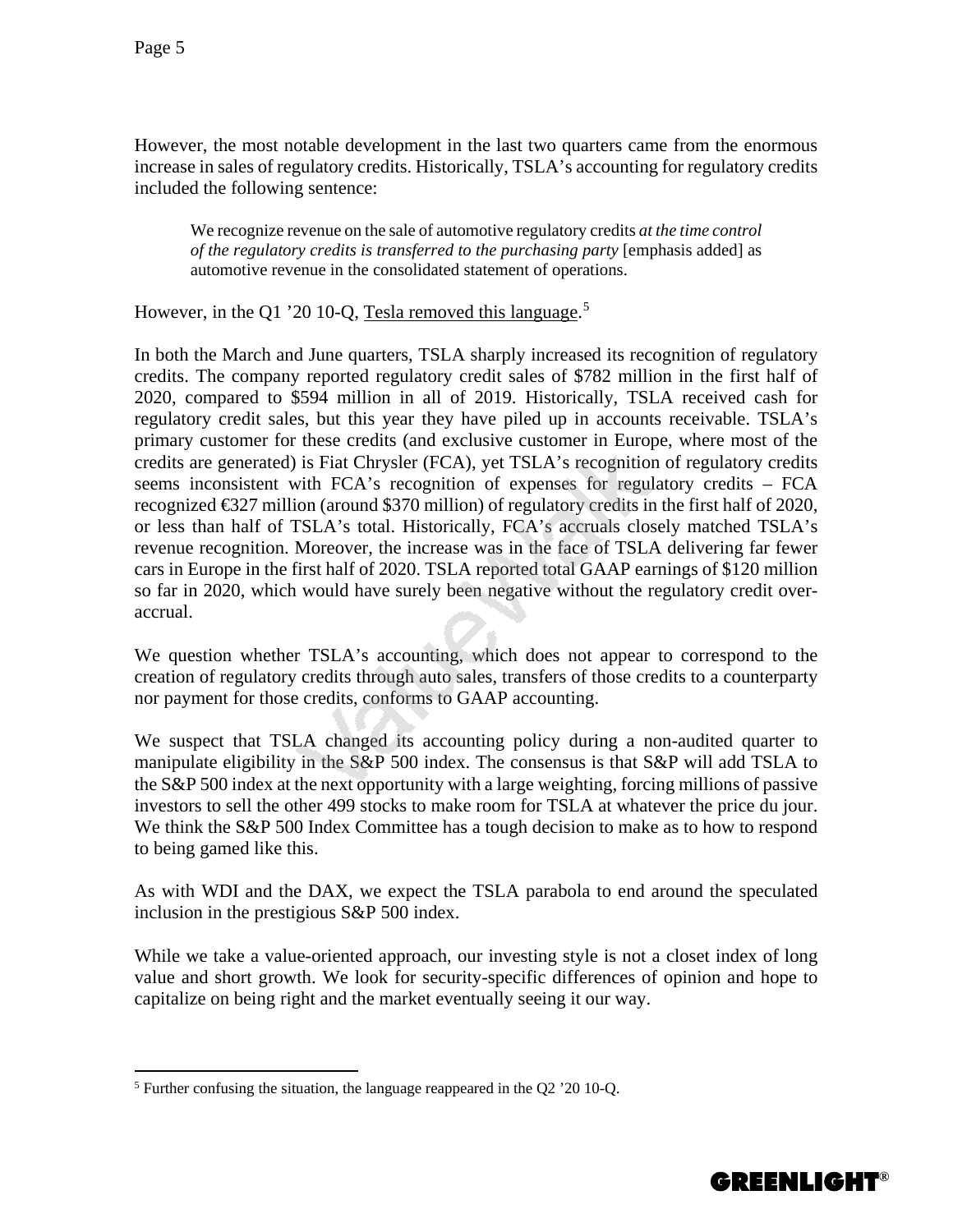However, the most notable development in the last two quarters came from the enormous increase in sales of regulatory credits. Historically, TSLA's accounting for regulatory credits included the following sentence:

> We recognize revenue on the sale of automotive regulatory credits *at the time control of the regulatory credits is transferred to the purchasing party* [emphasis added] as automotive revenue in the consolidated statement of operations.

However, in the Q1 '20 10-Q, Tesla removed this language.[5]

In both the March and June quarters, TSLA sharply increased its recognition of regulatory credits. The company reported regulatory credit sales of $782 million in the first half of 2020, compared to $594 million in all of 2019. Historically, TSLA received cash for regulatory credit sales, but this year they have piled up in accounts receivable. TSLA's primary customer for these credits (and exclusive customer in Europe, where most of the credits are generated) is Fiat Chrysler (FCA), yet TSLA's recognition of regulatory credits seems inconsistent with FCA's recognition of expenses for regulatory credits – FCA recognized €327 million (around $370 million) of regulatory credits in the first half of 2020, or less than half of TSLA's total. Historically, FCA's accruals closely matched TSLA's revenue recognition. Moreover, the increase was in the face of TSLA delivering far fewer cars in Europe in the first half of 2020. TSLA reported total GAAP earnings of $120 million so far in 2020, which would have surely been negative without the regulatory credit over-accrual.

We question whether TSLA's accounting, which does not appear to correspond to the creation of regulatory credits through auto sales, transfers of those credits to a counterparty nor payment for those credits, conforms to GAAP accounting.

We suspect that TSLA changed its accounting policy during a non-audited quarter to manipulate eligibility in the S&P 500 index. The consensus is that S&P will add TSLA to the S&P 500 index at the next opportunity with a large weighting, forcing millions of passive investors to sell the other 499 stocks to make room for TSLA at whatever the price du jour. We think the S&P 500 Index Committee has a tough decision to make as to how to respond to being gamed like this.

As with WDI and the DAX, we expect the TSLA parabola to end around the speculated inclusion in the prestigious S&P 500 index.

While we take a value-oriented approach, our investing style is not a closet index of long value and short growth. We look for security-specific differences of opinion and hope to capitalize on being right and the market eventually seeing it our way.

[5] Further confusing the situation, the language reappeared in the Q2 '20 10-Q.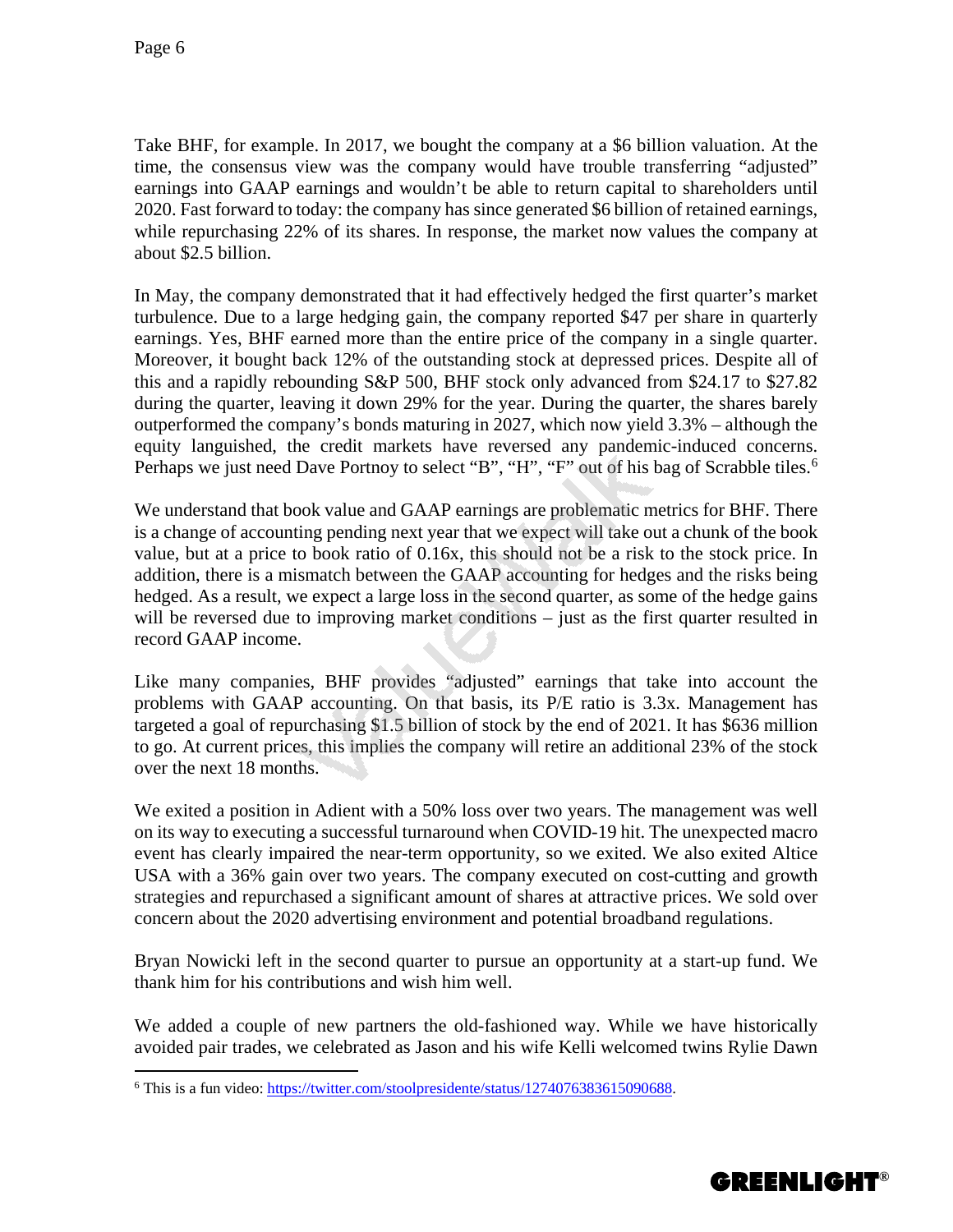Take BHF, for example. In 2017, we bought the company at a $6 billion valuation. At the time, the consensus view was the company would have trouble transferring "adjusted" earnings into GAAP earnings and wouldn't be able to return capital to shareholders until 2020. Fast forward to today: the company has since generated $6 billion of retained earnings, while repurchasing 22% of its shares. In response, the market now values the company at about $2.5 billion.

In May, the company demonstrated that it had effectively hedged the first quarter's market turbulence. Due to a large hedging gain, the company reported $47 per share in quarterly earnings. Yes, BHF earned more than the entire price of the company in a single quarter. Moreover, it bought back 12% of the outstanding stock at depressed prices. Despite all of this and a rapidly rebounding S&P 500, BHF stock only advanced from $24.17 to $27.82 during the quarter, leaving it down 29% for the year. During the quarter, the shares barely outperformed the company's bonds maturing in 2027, which now yield 3.3% – although the equity languished, the credit markets have reversed any pandemic-induced concerns. Perhaps we just need Dave Portnoy to select "B", "H", "F" out of his bag of Scrabble tiles.[6]

We understand that book value and GAAP earnings are problematic metrics for BHF. There is a change of accounting pending next year that we expect will take out a chunk of the book value, but at a price to book ratio of 0.16x, this should not be a risk to the stock price. In addition, there is a mismatch between the GAAP accounting for hedges and the risks being hedged. As a result, we expect a large loss in the second quarter, as some of the hedge gains will be reversed due to improving market conditions – just as the first quarter resulted in record GAAP income.

Like many companies, BHF provides "adjusted" earnings that take into account the problems with GAAP accounting. On that basis, its P/E ratio is 3.3x. Management has targeted a goal of repurchasing $1.5 billion of stock by the end of 2021. It has $636 million to go. At current prices, this implies the company will retire an additional 23% of the stock over the next 18 months.

We exited a position in Adient with a 50% loss over two years. The management was well on its way to executing a successful turnaround when COVID-19 hit. The unexpected macro event has clearly impaired the near-term opportunity, so we exited. We also exited Altice USA with a 36% gain over two years. The company executed on cost-cutting and growth strategies and repurchased a significant amount of shares at attractive prices. We sold over concern about the 2020 advertising environment and potential broadband regulations.

Bryan Nowicki left in the second quarter to pursue an opportunity at a start-up fund. We thank him for his contributions and wish him well.

We added a couple of new partners the old-fashioned way. While we have historically avoided pair trades, we celebrated as Jason and his wife Kelli welcomed twins Rylie Dawn

[6] This is a fun video: https://twitter.com/stoolpresidente/status/1274076383615090688.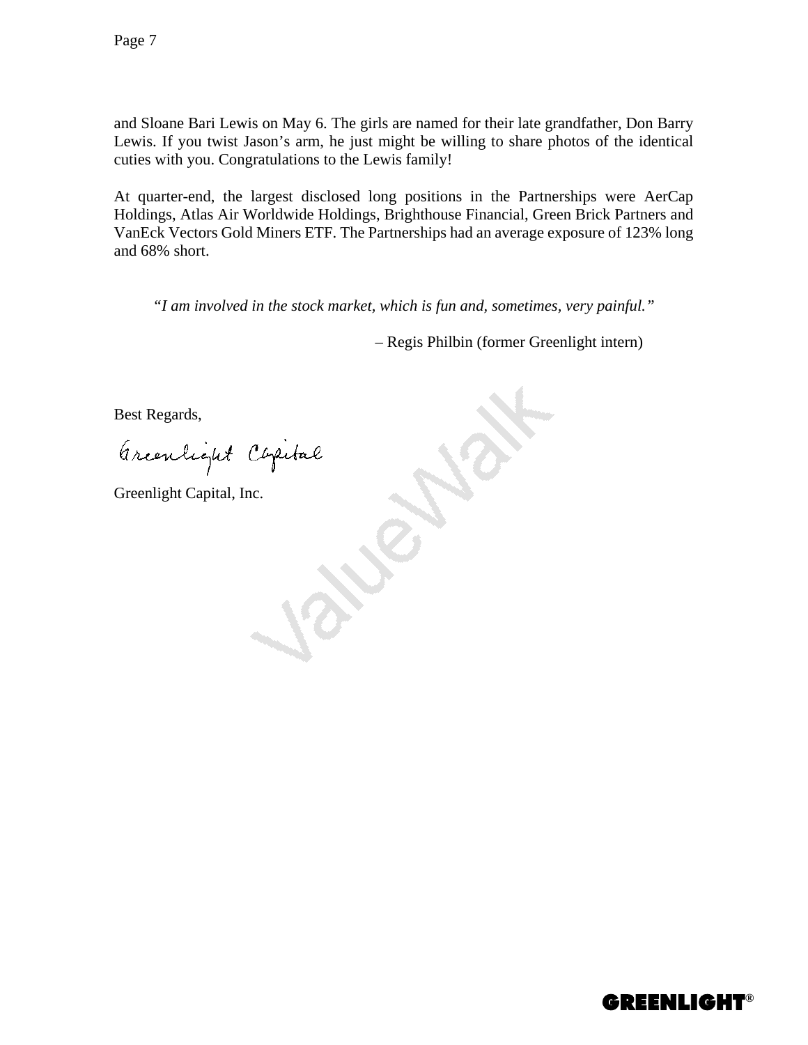and Sloane Bari Lewis on May 6. The girls are named for their late grandfather, Don Barry Lewis. If you twist Jason's arm, he just might be willing to share photos of the identical cuties with you. Congratulations to the Lewis family!

At quarter-end, the largest disclosed long positions in the Partnerships were AerCap Holdings, Atlas Air Worldwide Holdings, Brighthouse Financial, Green Brick Partners and VanEck Vectors Gold Miners ETF. The Partnerships had an average exposure of 123% long and 68% short.

> *"I am involved in the stock market, which is fun and, sometimes, very painful."*
>
> – Regis Philbin (former Greenlight intern)

Best Regards,

Greenlight Capital

Greenlight Capital, Inc.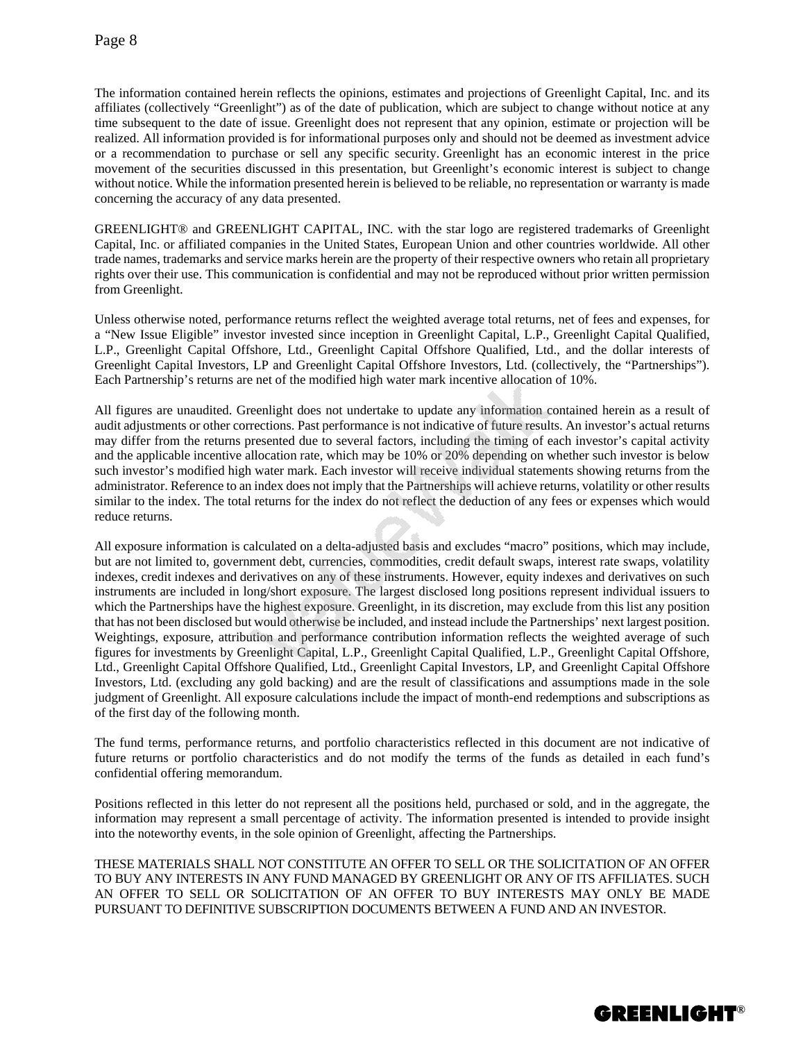The information contained herein reflects the opinions, estimates and projections of Greenlight Capital, Inc. and its affiliates (collectively "Greenlight") as of the date of publication, which are subject to change without notice at any time subsequent to the date of issue. Greenlight does not represent that any opinion, estimate or projection will be realized. All information provided is for informational purposes only and should not be deemed as investment advice or a recommendation to purchase or sell any specific security. Greenlight has an economic interest in the price movement of the securities discussed in this presentation, but Greenlight's economic interest is subject to change without notice. While the information presented herein is believed to be reliable, no representation or warranty is made concerning the accuracy of any data presented.

GREENLIGHT® and GREENLIGHT CAPITAL, INC. with the star logo are registered trademarks of Greenlight Capital, Inc. or affiliated companies in the United States, European Union and other countries worldwide. All other trade names, trademarks and service marks herein are the property of their respective owners who retain all proprietary rights over their use. This communication is confidential and may not be reproduced without prior written permission from Greenlight.

Unless otherwise noted, performance returns reflect the weighted average total returns, net of fees and expenses, for a "New Issue Eligible" investor invested since inception in Greenlight Capital, L.P., Greenlight Capital Qualified, L.P., Greenlight Capital Offshore, Ltd., Greenlight Capital Offshore Qualified, Ltd., and the dollar interests of Greenlight Capital Investors, LP and Greenlight Capital Offshore Investors, Ltd. (collectively, the "Partnerships"). Each Partnership's returns are net of the modified high water mark incentive allocation of 10%.

All figures are unaudited. Greenlight does not undertake to update any information contained herein as a result of audit adjustments or other corrections. Past performance is not indicative of future results. An investor's actual returns may differ from the returns presented due to several factors, including the timing of each investor's capital activity and the applicable incentive allocation rate, which may be 10% or 20% depending on whether such investor is below such investor's modified high water mark. Each investor will receive individual statements showing returns from the administrator. Reference to an index does not imply that the Partnerships will achieve returns, volatility or other results similar to the index. The total returns for the index do not reflect the deduction of any fees or expenses which would reduce returns.

All exposure information is calculated on a delta-adjusted basis and excludes "macro" positions, which may include, but are not limited to, government debt, currencies, commodities, credit default swaps, interest rate swaps, volatility indexes, credit indexes and derivatives on any of these instruments. However, equity indexes and derivatives on such instruments are included in long/short exposure. The largest disclosed long positions represent individual issuers to which the Partnerships have the highest exposure. Greenlight, in its discretion, may exclude from this list any position that has not been disclosed but would otherwise be included, and instead include the Partnerships' next largest position. Weightings, exposure, attribution and performance contribution information reflects the weighted average of such figures for investments by Greenlight Capital, L.P., Greenlight Capital Qualified, L.P., Greenlight Capital Offshore, Ltd., Greenlight Capital Offshore Qualified, Ltd., Greenlight Capital Investors, LP, and Greenlight Capital Offshore Investors, Ltd. (excluding any gold backing) and are the result of classifications and assumptions made in the sole judgment of Greenlight. All exposure calculations include the impact of month-end redemptions and subscriptions as of the first day of the following month.

The fund terms, performance returns, and portfolio characteristics reflected in this document are not indicative of future returns or portfolio characteristics and do not modify the terms of the funds as detailed in each fund's confidential offering memorandum.

Positions reflected in this letter do not represent all the positions held, purchased or sold, and in the aggregate, the information may represent a small percentage of activity. The information presented is intended to provide insight into the noteworthy events, in the sole opinion of Greenlight, affecting the Partnerships.

THESE MATERIALS SHALL NOT CONSTITUTE AN OFFER TO SELL OR THE SOLICITATION OF AN OFFER TO BUY ANY INTERESTS IN ANY FUND MANAGED BY GREENLIGHT OR ANY OF ITS AFFILIATES. SUCH AN OFFER TO SELL OR SOLICITATION OF AN OFFER TO BUY INTERESTS MAY ONLY BE MADE PURSUANT TO DEFINITIVE SUBSCRIPTION DOCUMENTS BETWEEN A FUND AND AN INVESTOR.

GREENLIGHT®